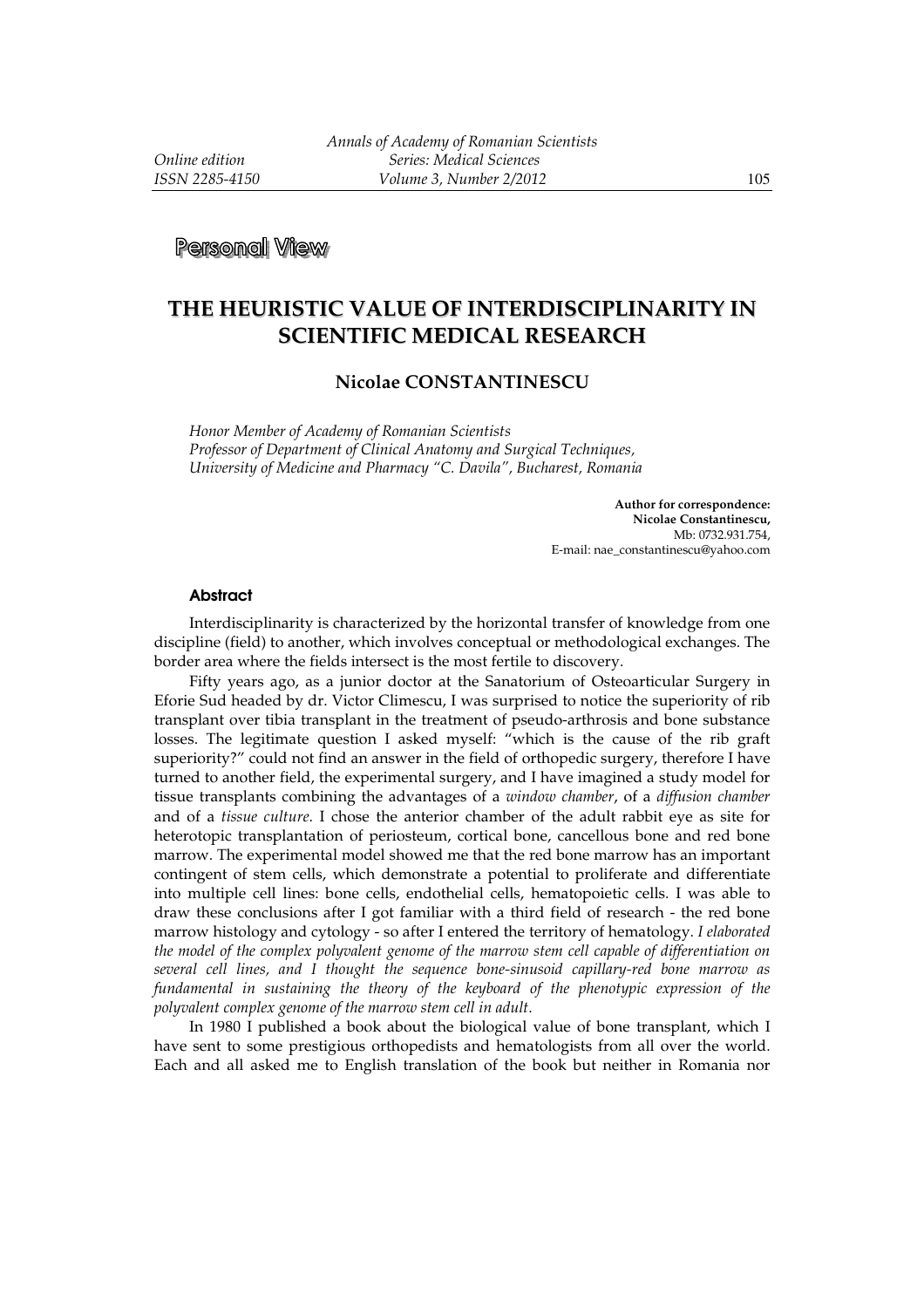Personal View

# THE HEURISTIC VALUE OF INTERDISCIPLINARITY IN SCIENTIFIC MEDICAL RESEARCH

**Nicolae CONSTANTINESCU**

*Honor Member of Academy of Romanian Scientists*
*Professor of Department of Clinical Anatomy and Surgical Techniques, University of Medicine and Pharmacy "C. Davila", Bucharest, Romania*

**Author for correspondence:**
**Nicolae Constantinescu,**
Mb: 0732.931.754,
E-mail: nae_constantinescu@yahoo.com

### Abstract

Interdisciplinarity is characterized by the horizontal transfer of knowledge from one discipline (field) to another, which involves conceptual or methodological exchanges. The border area where the fields intersect is the most fertile to discovery.

Fifty years ago, as a junior doctor at the Sanatorium of Osteoarticular Surgery in Eforie Sud headed by dr. Victor Climescu, I was surprised to notice the superiority of rib transplant over tibia transplant in the treatment of pseudo-arthrosis and bone substance losses. The legitimate question I asked myself: "which is the cause of the rib graft superiority?" could not find an answer in the field of orthopedic surgery, therefore I have turned to another field, the experimental surgery, and I have imagined a study model for tissue transplants combining the advantages of a *window chamber*, of a *diffusion chamber* and of a *tissue culture*. I chose the anterior chamber of the adult rabbit eye as site for heterotopic transplantation of periosteum, cortical bone, cancellous bone and red bone marrow. The experimental model showed me that the red bone marrow has an important contingent of stem cells, which demonstrate a potential to proliferate and differentiate into multiple cell lines: bone cells, endothelial cells, hematopoietic cells. I was able to draw these conclusions after I got familiar with a third field of research - the red bone marrow histology and cytology - so after I entered the territory of hematology. *I elaborated the model of the complex polyvalent genome of the marrow stem cell capable of differentiation on several cell lines, and I thought the sequence bone-sinusoid capillary-red bone marrow as fundamental in sustaining the theory of the keyboard of the phenotypic expression of the polyvalent complex genome of the marrow stem cell in adult.*

In 1980 I published a book about the biological value of bone transplant, which I have sent to some prestigious orthopedists and hematologists from all over the world. Each and all asked me to English translation of the book but neither in Romania nor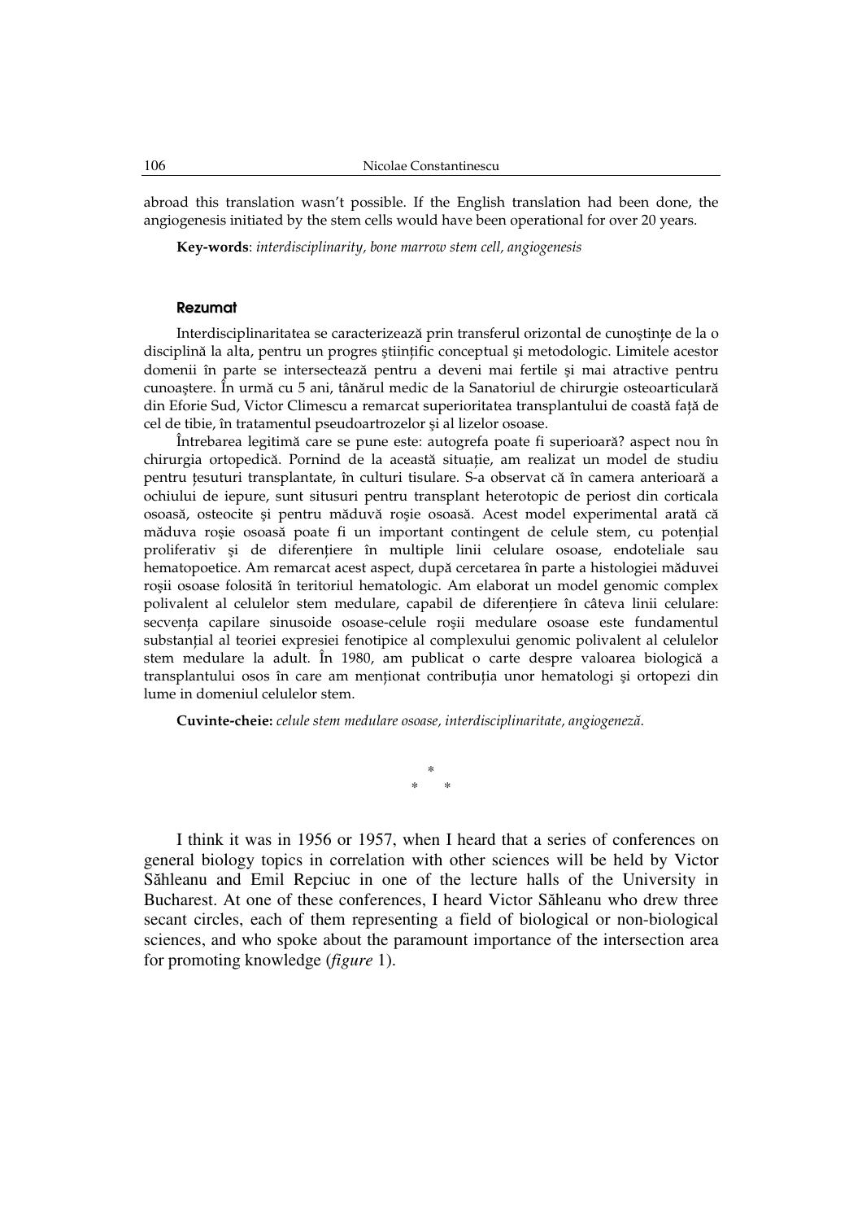abroad this translation wasn't possible. If the English translation had been done, the angiogenesis initiated by the stem cells would have been operational for over 20 years.

**Key-words**: *interdisciplinarity, bone marrow stem cell, angiogenesis*

#### Rezumat

Interdisciplinaritatea se caracterizează prin transferul orizontal de cunoștințe de la o disciplină la alta, pentru un progres științific conceptual și metodologic. Limitele acestor domenii în parte se intersectează pentru a deveni mai fertile și mai atractive pentru cunoaștere. În urmă cu 5 ani, tânărul medic de la Sanatoriul de chirurgie osteoarticulară din Eforie Sud, Victor Climescu a remarcat superioritatea transplantului de coastă față de cel de tibie, în tratamentul pseudoartrozelor și al lizelor osoase.

Întrebarea legitimă care se pune este: autogrefa poate fi superioară? aspect nou în chirurgia ortopedică. Pornind de la această situație, am realizat un model de studiu pentru țesuturi transplantate, în culturi tisulare. S-a observat că în camera anterioară a ochiului de iepure, sunt situsuri pentru transplant heterotopic de periost din corticala osoasă, osteocite și pentru măduvă roșie osoasă. Acest model experimental arată că măduva roșie osoasă poate fi un important contingent de celule stem, cu potențial proliferativ și de diferențiere în multiple linii celulare osoase, endoteliale sau hematopoetice. Am remarcat acest aspect, după cercetarea în parte a histologiei măduvei roșii osoase folosită în teritoriul hematologic. Am elaborat un model genomic complex polivalent al celulelor stem medulare, capabil de diferențiere în câteva linii celulare: secvența capilare sinusoide osoase-celule roșii medulare osoase este fundamentul substanțial al teoriei expresiei fenotipice al complexului genomic polivalent al celulelor stem medulare la adult. În 1980, am publicat o carte despre valoarea biologică a transplantului osos în care am menționat contribuția unor hematologi și ortopezi din lume in domeniul celulelor stem.

**Cuvinte-cheie:** *celule stem medulare osoase, interdisciplinaritate, angiogeneză.*

\*
\* \*

I think it was in 1956 or 1957, when I heard that a series of conferences on general biology topics in correlation with other sciences will be held by Victor Săhleanu and Emil Repciuc in one of the lecture halls of the University in Bucharest. At one of these conferences, I heard Victor Săhleanu who drew three secant circles, each of them representing a field of biological or non-biological sciences, and who spoke about the paramount importance of the intersection area for promoting knowledge (*figure* 1).